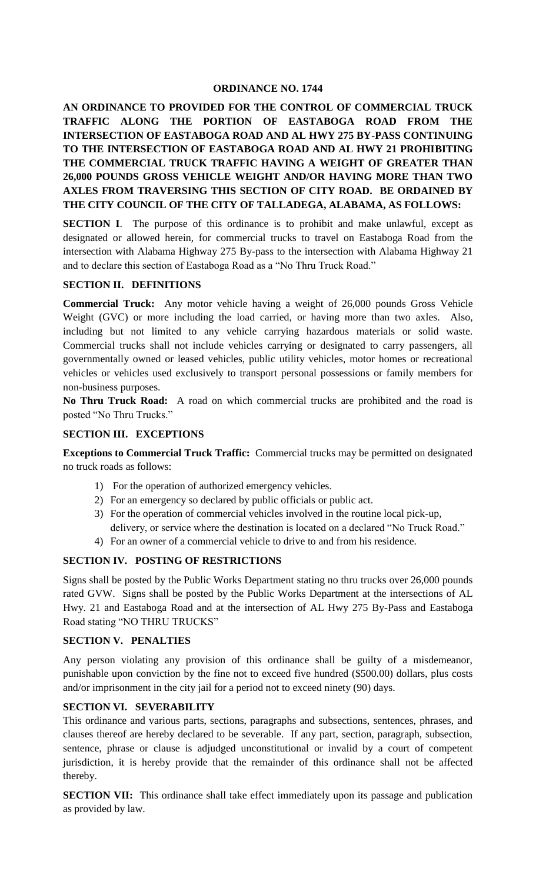**ORDINANCE NO. 1744**

**AN ORDINANCE TO PROVIDED FOR THE CONTROL OF COMMERCIAL TRUCK TRAFFIC ALONG THE PORTION OF EASTABOGA ROAD FROM THE INTERSECTION OF EASTABOGA ROAD AND AL HWY 275 BY-PASS CONTINUING TO THE INTERSECTION OF EASTABOGA ROAD AND AL HWY 21 PROHIBITING THE COMMERCIAL TRUCK TRAFFIC HAVING A WEIGHT OF GREATER THAN 26,000 POUNDS GROSS VEHICLE WEIGHT AND/OR HAVING MORE THAN TWO AXLES FROM TRAVERSING THIS SECTION OF CITY ROAD. BE ORDAINED BY THE CITY COUNCIL OF THE CITY OF TALLADEGA, ALABAMA, AS FOLLOWS:**

**SECTION I**. The purpose of this ordinance is to prohibit and make unlawful, except as designated or allowed herein, for commercial trucks to travel on Eastaboga Road from the intersection with Alabama Highway 275 By-pass to the intersection with Alabama Highway 21 and to declare this section of Eastaboga Road as a "No Thru Truck Road."

**SECTION II. DEFINITIONS**

**Commercial Truck:** Any motor vehicle having a weight of 26,000 pounds Gross Vehicle Weight (GVC) or more including the load carried, or having more than two axles. Also, including but not limited to any vehicle carrying hazardous materials or solid waste. Commercial trucks shall not include vehicles carrying or designated to carry passengers, all governmentally owned or leased vehicles, public utility vehicles, motor homes or recreational vehicles or vehicles used exclusively to transport personal possessions or family members for non-business purposes.

**No Thru Truck Road:** A road on which commercial trucks are prohibited and the road is posted "No Thru Trucks."

**SECTION III. EXCEPTIONS**

**Exceptions to Commercial Truck Traffic:** Commercial trucks may be permitted on designated no truck roads as follows:

1) For the operation of authorized emergency vehicles.
2) For an emergency so declared by public officials or public act.
3) For the operation of commercial vehicles involved in the routine local pick-up, delivery, or service where the destination is located on a declared "No Truck Road."
4) For an owner of a commercial vehicle to drive to and from his residence.

**SECTION IV. POSTING OF RESTRICTIONS**

Signs shall be posted by the Public Works Department stating no thru trucks over 26,000 pounds rated GVW. Signs shall be posted by the Public Works Department at the intersections of AL Hwy. 21 and Eastaboga Road and at the intersection of AL Hwy 275 By-Pass and Eastaboga Road stating "NO THRU TRUCKS"

**SECTION V. PENALTIES**

Any person violating any provision of this ordinance shall be guilty of a misdemeanor, punishable upon conviction by the fine not to exceed five hundred ($500.00) dollars, plus costs and/or imprisonment in the city jail for a period not to exceed ninety (90) days.

**SECTION VI. SEVERABILITY**

This ordinance and various parts, sections, paragraphs and subsections, sentences, phrases, and clauses thereof are hereby declared to be severable. If any part, section, paragraph, subsection, sentence, phrase or clause is adjudged unconstitutional or invalid by a court of competent jurisdiction, it is hereby provide that the remainder of this ordinance shall not be affected thereby.

**SECTION VII:** This ordinance shall take effect immediately upon its passage and publication as provided by law.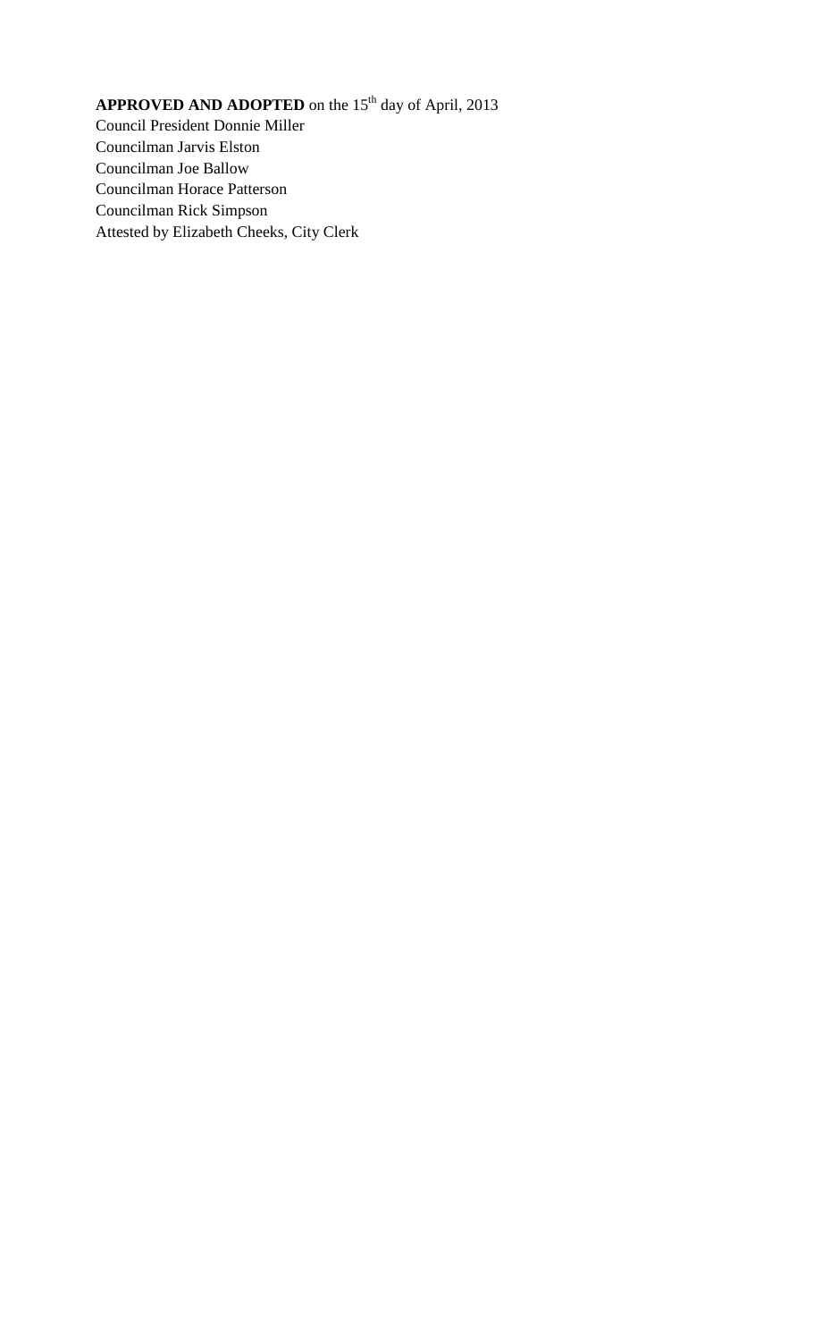**APPROVED AND ADOPTED** on the 15th day of April, 2013

Council President Donnie Miller

Councilman Jarvis Elston

Councilman Joe Ballow

Councilman Horace Patterson

Councilman Rick Simpson

Attested by Elizabeth Cheeks, City Clerk